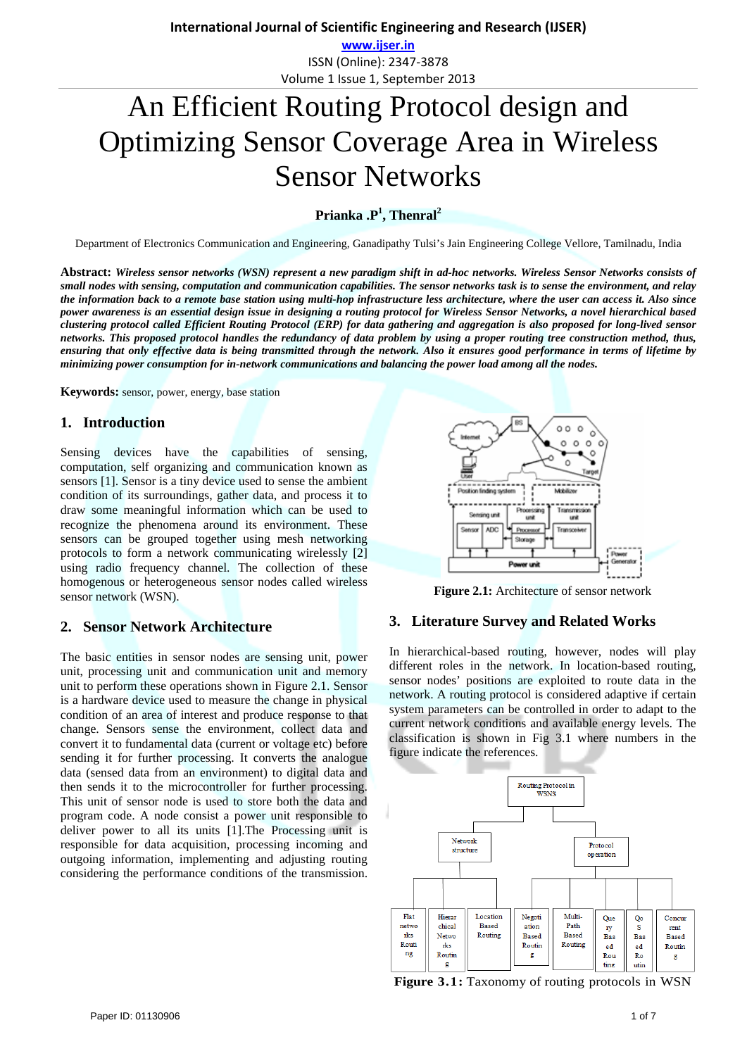# An Efficient Routing Protocol design and Optimizing Sensor Coverage Area in Wireless Sensor Networks

**Prianka .P[1], Thenral[2]**

Department of Electronics Communication and Engineering, Ganadipathy Tulsi's Jain Engineering College Vellore, Tamilnadu, India

**Abstract:** ***Wireless sensor networks (WSN) represent a new paradigm shift in ad-hoc networks. Wireless Sensor Networks consists of small nodes with sensing, computation and communication capabilities. The sensor networks task is to sense the environment, and relay the information back to a remote base station using multi-hop infrastructure less architecture, where the user can access it. Also since power awareness is an essential design issue in designing a routing protocol for Wireless Sensor Networks, a novel hierarchical based clustering protocol called Efficient Routing Protocol (ERP) for data gathering and aggregation is also proposed for long-lived sensor networks. This proposed protocol handles the redundancy of data problem by using a proper routing tree construction method, thus, ensuring that only effective data is being transmitted through the network. Also it ensures good performance in terms of lifetime by minimizing power consumption for in-network communications and balancing the power load among all the nodes.***

**Keywords:** sensor, power, energy, base station

## 1. Introduction

Sensing devices have the capabilities of sensing, computation, self organizing and communication known as sensors [1]. Sensor is a tiny device used to sense the ambient condition of its surroundings, gather data, and process it to draw some meaningful information which can be used to recognize the phenomena around its environment. These sensors can be grouped together using mesh networking protocols to form a network communicating wirelessly [2] using radio frequency channel. The collection of these homogenous or heterogeneous sensor nodes called wireless sensor network (WSN).

## 2. Sensor Network Architecture

The basic entities in sensor nodes are sensing unit, power unit, processing unit and communication unit and memory unit to perform these operations shown in Figure 2.1. Sensor is a hardware device used to measure the change in physical condition of an area of interest and produce response to that change. Sensors sense the environment, collect data and convert it to fundamental data (current or voltage etc) before sending it for further processing. It converts the analogue data (sensed data from an environment) to digital data and then sends it to the microcontroller for further processing. This unit of sensor node is used to store both the data and program code. A node consist a power unit responsible to deliver power to all its units [1].The Processing unit is responsible for data acquisition, processing incoming and outgoing information, implementing and adjusting routing considering the performance conditions of the transmission.

**Figure 2.1:** Architecture of sensor network

## 3. Literature Survey and Related Works

In hierarchical-based routing, however, nodes will play different roles in the network. In location-based routing, sensor nodes' positions are exploited to route data in the network. A routing protocol is considered adaptive if certain system parameters can be controlled in order to adapt to the current network conditions and available energy levels. The classification is shown in Fig 3.1 where numbers in the figure indicate the references.

**Figure 3.1:** Taxonomy of routing protocols in WSN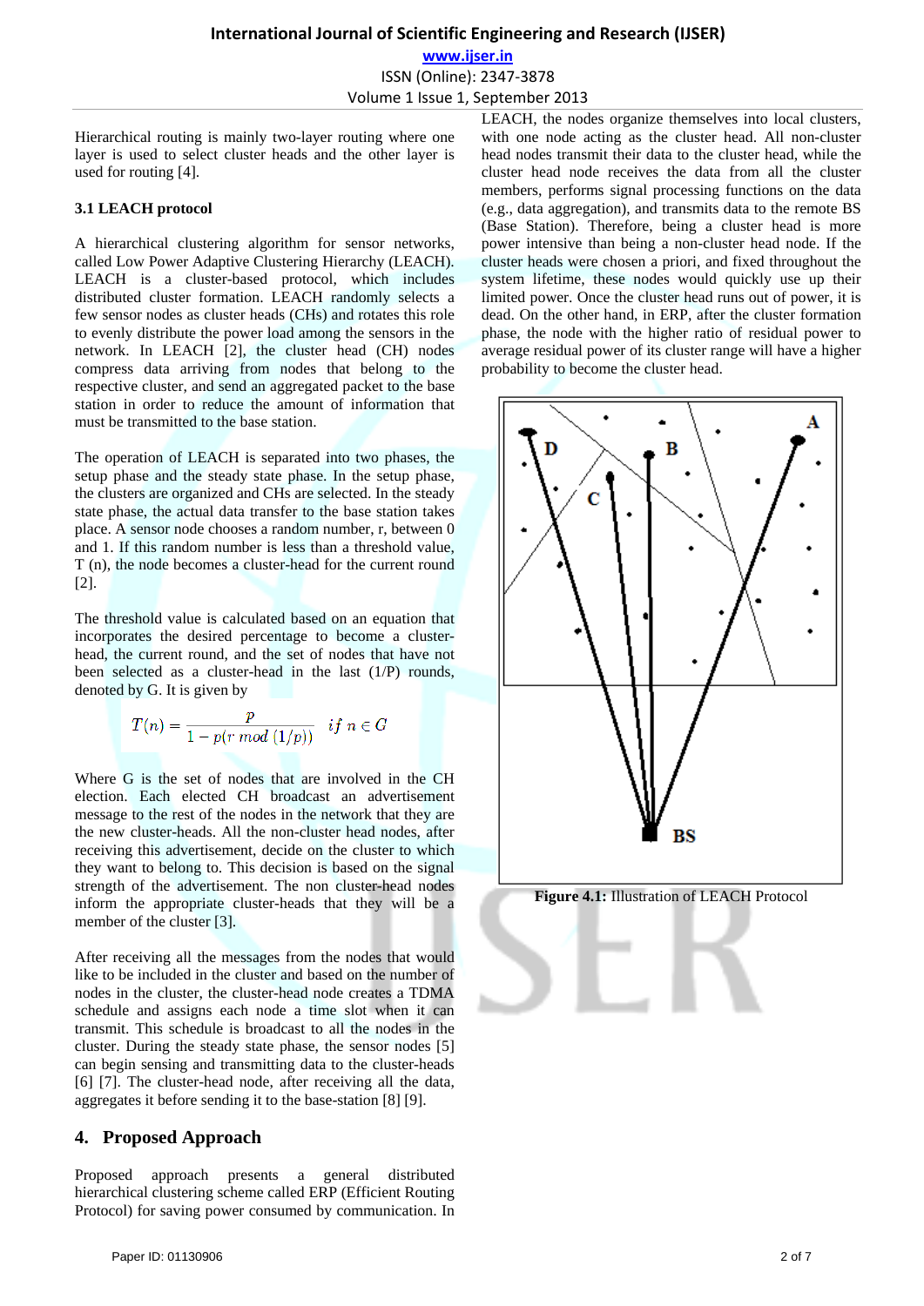Hierarchical routing is mainly two-layer routing where one layer is used to select cluster heads and the other layer is used for routing [4].

### 3.1 LEACH protocol

A hierarchical clustering algorithm for sensor networks, called Low Power Adaptive Clustering Hierarchy (LEACH). LEACH is a cluster-based protocol, which includes distributed cluster formation. LEACH randomly selects a few sensor nodes as cluster heads (CHs) and rotates this role to evenly distribute the power load among the sensors in the network. In LEACH [2], the cluster head (CH) nodes compress data arriving from nodes that belong to the respective cluster, and send an aggregated packet to the base station in order to reduce the amount of information that must be transmitted to the base station.

The operation of LEACH is separated into two phases, the setup phase and the steady state phase. In the setup phase, the clusters are organized and CHs are selected. In the steady state phase, the actual data transfer to the base station takes place. A sensor node chooses a random number, r, between 0 and 1. If this random number is less than a threshold value, T (n), the node becomes a cluster-head for the current round [2].

The threshold value is calculated based on an equation that incorporates the desired percentage to become a cluster-head, the current round, and the set of nodes that have not been selected as a cluster-head in the last (1/P) rounds, denoted by G. It is given by

$$T(n) = \frac{p}{1 - p(r \ mod \ (1/p))} \quad if \ n \in G$$

Where G is the set of nodes that are involved in the CH election. Each elected CH broadcast an advertisement message to the rest of the nodes in the network that they are the new cluster-heads. All the non-cluster head nodes, after receiving this advertisement, decide on the cluster to which they want to belong to. This decision is based on the signal strength of the advertisement. The non cluster-head nodes inform the appropriate cluster-heads that they will be a member of the cluster [3].

After receiving all the messages from the nodes that would like to be included in the cluster and based on the number of nodes in the cluster, the cluster-head node creates a TDMA schedule and assigns each node a time slot when it can transmit. This schedule is broadcast to all the nodes in the cluster. During the steady state phase, the sensor nodes [5] can begin sensing and transmitting data to the cluster-heads [6] [7]. The cluster-head node, after receiving all the data, aggregates it before sending it to the base-station [8] [9].

## 4. Proposed Approach

Proposed approach presents a general distributed hierarchical clustering scheme called ERP (Efficient Routing Protocol) for saving power consumed by communication. In LEACH, the nodes organize themselves into local clusters, with one node acting as the cluster head. All non-cluster head nodes transmit their data to the cluster head, while the cluster head node receives the data from all the cluster members, performs signal processing functions on the data (e.g., data aggregation), and transmits data to the remote BS (Base Station). Therefore, being a cluster head is more power intensive than being a non-cluster head node. If the cluster heads were chosen a priori, and fixed throughout the system lifetime, these nodes would quickly use up their limited power. Once the cluster head runs out of power, it is dead. On the other hand, in ERP, after the cluster formation phase, the node with the higher ratio of residual power to average residual power of its cluster range will have a higher probability to become the cluster head.

**Figure 4.1:** Illustration of LEACH Protocol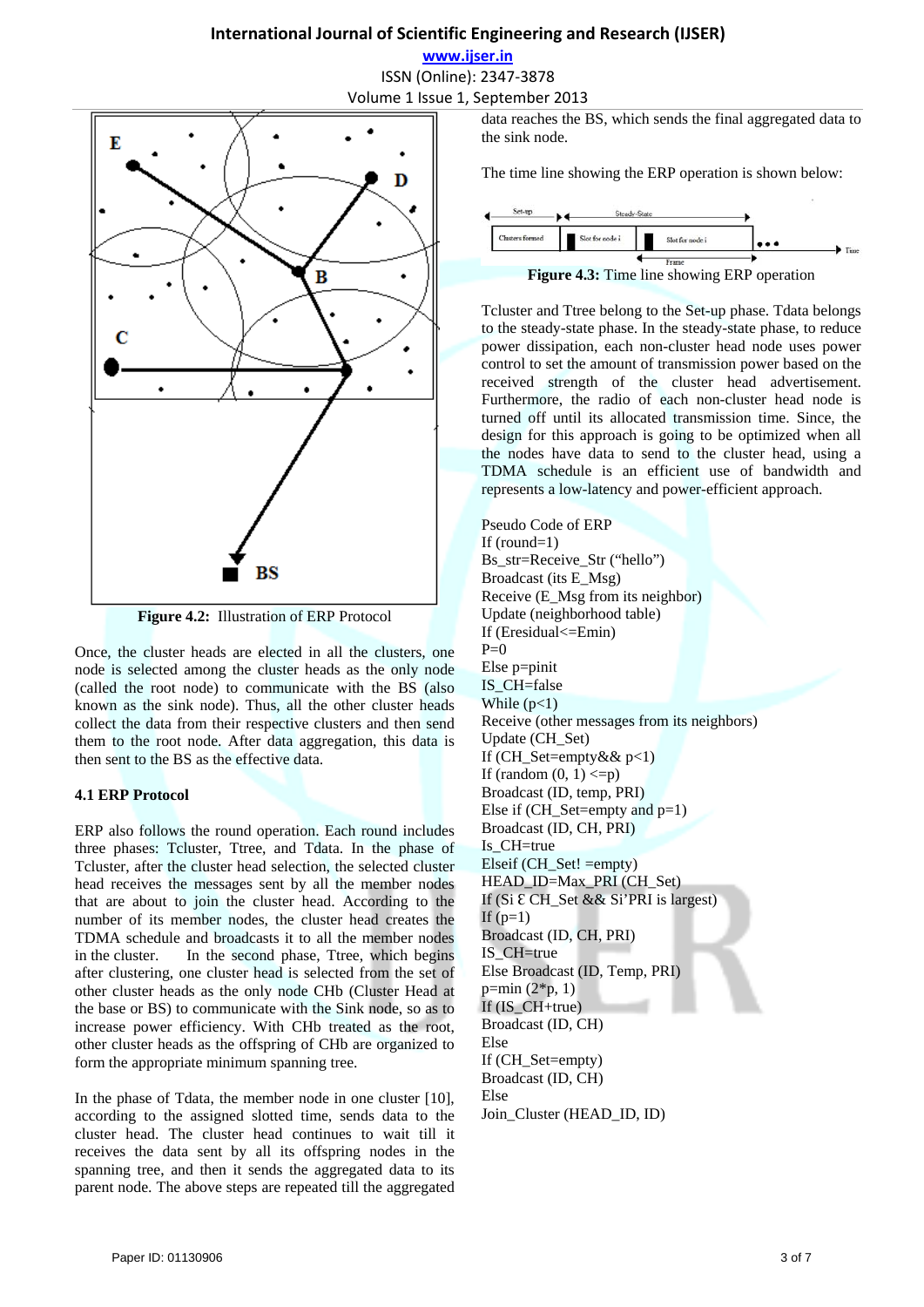Figure 4.2: Illustration of ERP Protocol

Once, the cluster heads are elected in all the clusters, one node is selected among the cluster heads as the only node (called the root node) to communicate with the BS (also known as the sink node). Thus, all the other cluster heads collect the data from their respective clusters and then send them to the root node. After data aggregation, this data is then sent to the BS as the effective data.

### 4.1 ERP Protocol

ERP also follows the round operation. Each round includes three phases: Tcluster, Ttree, and Tdata. In the phase of Tcluster, after the cluster head selection, the selected cluster head receives the messages sent by all the member nodes that are about to join the cluster head. According to the number of its member nodes, the cluster head creates the TDMA schedule and broadcasts it to all the member nodes in the cluster. In the second phase, Ttree, which begins after clustering, one cluster head is selected from the set of other cluster heads as the only node CHb (Cluster Head at the base or BS) to communicate with the Sink node, so as to increase power efficiency. With CHb treated as the root, other cluster heads as the offspring of CHb are organized to form the appropriate minimum spanning tree.

In the phase of Tdata, the member node in one cluster [10], according to the assigned slotted time, sends data to the cluster head. The cluster head continues to wait till it receives the data sent by all its offspring nodes in the spanning tree, and then it sends the aggregated data to its parent node. The above steps are repeated till the aggregated data reaches the BS, which sends the final aggregated data to the sink node.

The time line showing the ERP operation is shown below:

Figure 4.3: Time line showing ERP operation

Tcluster and Ttree belong to the Set-up phase. Tdata belongs to the steady-state phase. In the steady-state phase, to reduce power dissipation, each non-cluster head node uses power control to set the amount of transmission power based on the received strength of the cluster head advertisement. Furthermore, the radio of each non-cluster head node is turned off until its allocated transmission time. Since, the design for this approach is going to be optimized when all the nodes have data to send to the cluster head, using a TDMA schedule is an efficient use of bandwidth and represents a low-latency and power-efficient approach.

```
Pseudo Code of ERP
If (round=1)
Bs_str=Receive_Str ("hello")
Broadcast (its E_Msg)
Receive (E_Msg from its neighbor)
Update (neighborhood table)
If (Eresidual<=Emin)
P=0
Else p=pinit
IS_CH=false
While (p<1)
Receive (other messages from its neighbors)
Update (CH_Set)
If (CH_Set=empty&& p<1)
If (random (0, 1) <=p)
Broadcast (ID, temp, PRI)
Else if (CH_Set=empty and p=1)
Broadcast (ID, CH, PRI)
Is_CH=true
Elseif (CH_Set! =empty)
HEAD_ID=Max_PRI (CH_Set)
If (Si Ɛ CH_Set && Si'PRI is largest)
If (p=1)
Broadcast (ID, CH, PRI)
IS_CH=true
Else Broadcast (ID, Temp, PRI)
p=min (2*p, 1)
If (IS_CH+true)
Broadcast (ID, CH)
Else
If (CH_Set=empty)
Broadcast (ID, CH)
Else
Join_Cluster (HEAD_ID, ID)
```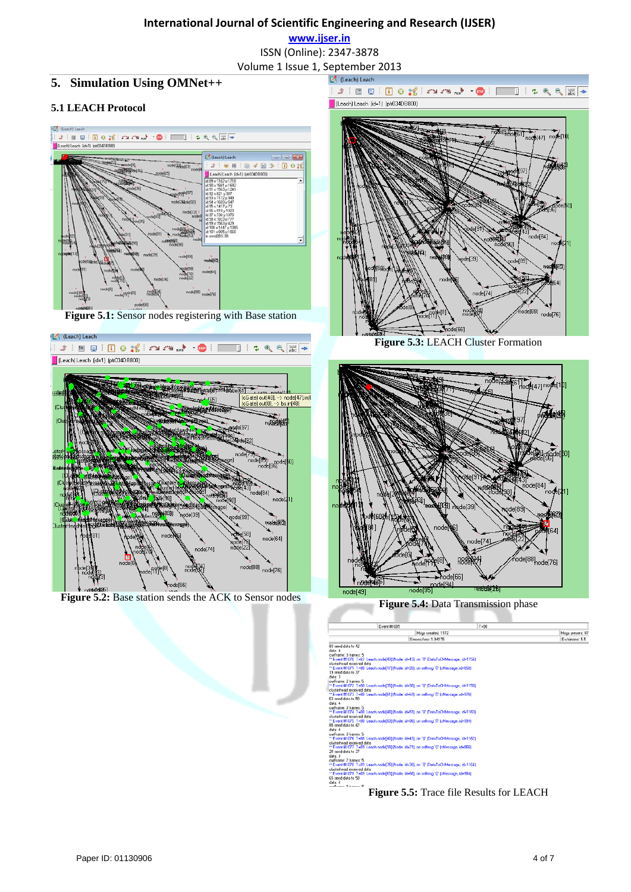## 5. Simulation Using OMNet++

### 5.1 LEACH Protocol

**Figure 5.1:** Sensor nodes registering with Base station

**Figure 5.2:** Base station sends the ACK to Sensor nodes

**Figure 5.3:** LEACH Cluster Formation

**Figure 5.4:** Data Transmission phase

**Figure 5.5:** Trace file Results for LEACH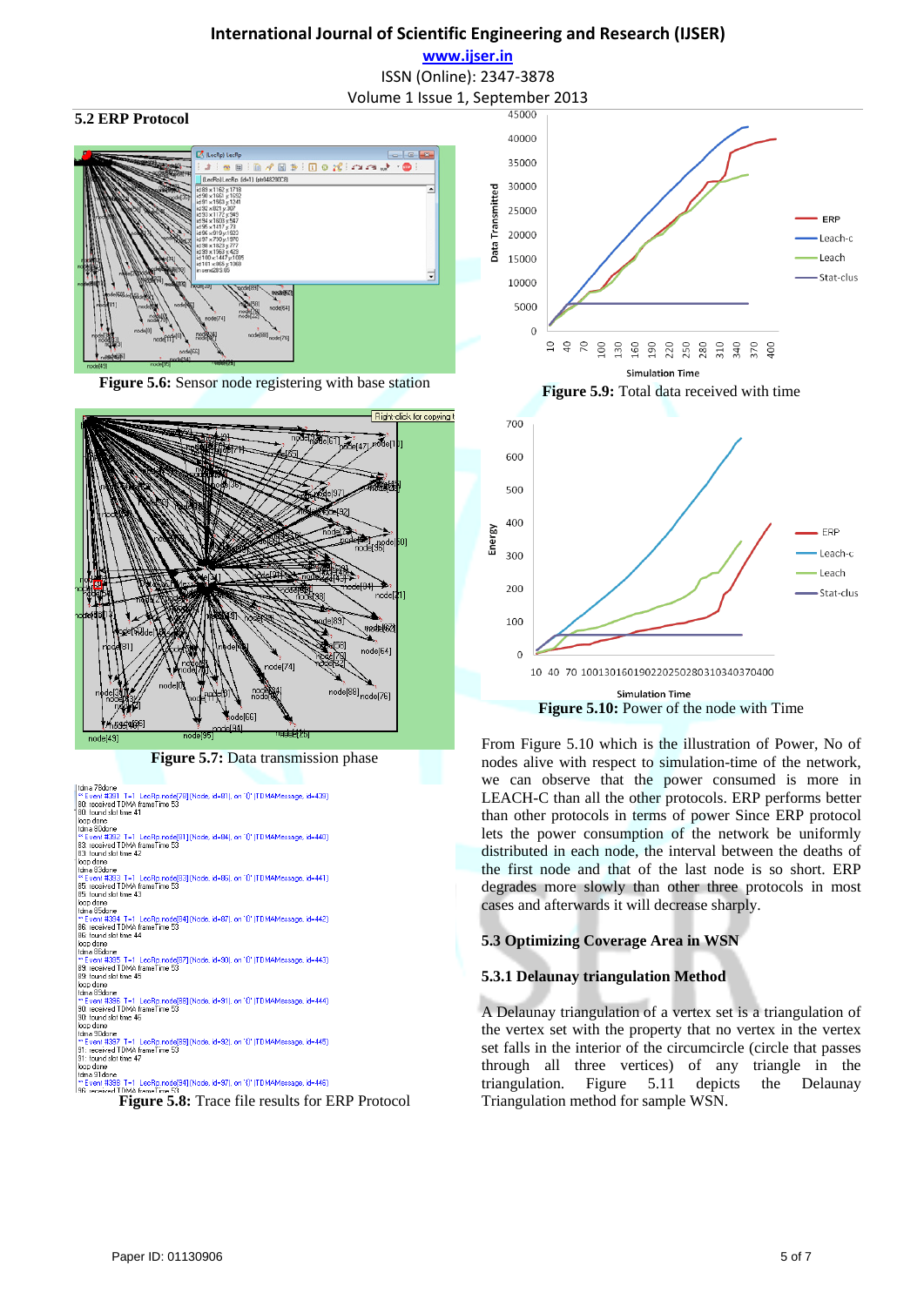## 5.2 ERP Protocol

**Figure 5.6:** Sensor node registering with base station

**Figure 5.7:** Data transmission phase

**Figure 5.8:** Trace file results for ERP Protocol

**Figure 5.9:** Total data received with time

**Figure 5.10:** Power of the node with Time

From Figure 5.10 which is the illustration of Power, No of nodes alive with respect to simulation-time of the network, we can observe that the power consumed is more in LEACH-C than all the other protocols. ERP performs better than other protocols in terms of power Since ERP protocol lets the power consumption of the network be uniformly distributed in each node, the interval between the deaths of the first node and that of the last node is so short. ERP degrades more slowly than other three protocols in most cases and afterwards it will decrease sharply.

## 5.3 Optimizing Coverage Area in WSN

### 5.3.1 Delaunay triangulation Method

A Delaunay triangulation of a vertex set is a triangulation of the vertex set with the property that no vertex in the vertex set falls in the interior of the circumcircle (circle that passes through all three vertices) of any triangle in the triangulation. Figure 5.11 depicts the Delaunay Triangulation method for sample WSN.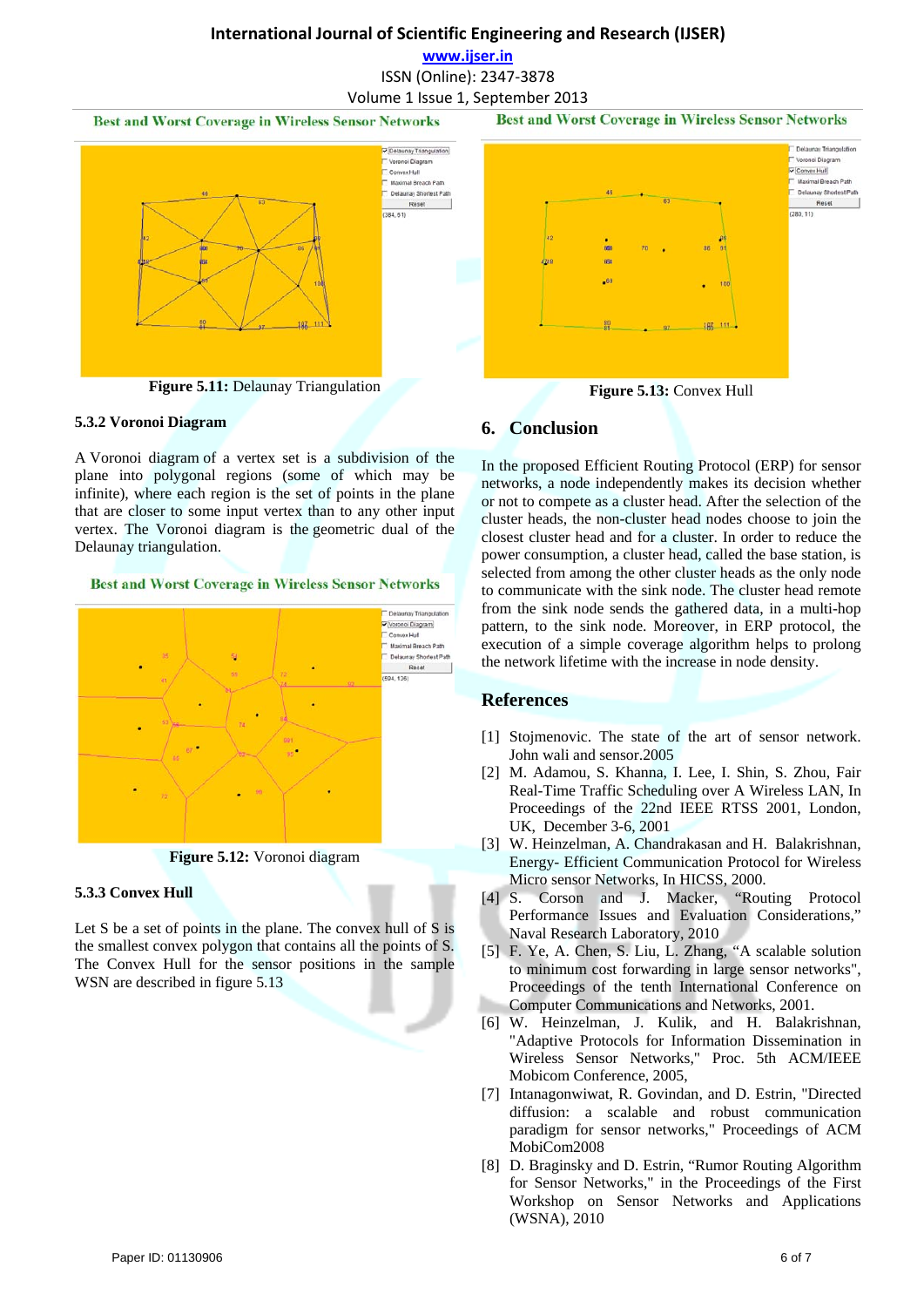Figure 5.11: Delaunay Triangulation

### 5.3.2 Voronoi Diagram

A Voronoi diagram of a vertex set is a subdivision of the plane into polygonal regions (some of which may be infinite), where each region is the set of points in the plane that are closer to some input vertex than to any other input vertex. The Voronoi diagram is the geometric dual of the Delaunay triangulation.

Figure 5.12: Voronoi diagram

### 5.3.3 Convex Hull

Let S be a set of points in the plane. The convex hull of S is the smallest convex polygon that contains all the points of S. The Convex Hull for the sensor positions in the sample WSN are described in figure 5.13

Figure 5.13: Convex Hull

## 6. Conclusion

In the proposed Efficient Routing Protocol (ERP) for sensor networks, a node independently makes its decision whether or not to compete as a cluster head. After the selection of the cluster heads, the non-cluster head nodes choose to join the closest cluster head and for a cluster. In order to reduce the power consumption, a cluster head, called the base station, is selected from among the other cluster heads as the only node to communicate with the sink node. The cluster head remote from the sink node sends the gathered data, in a multi-hop pattern, to the sink node. Moreover, in ERP protocol, the execution of a simple coverage algorithm helps to prolong the network lifetime with the increase in node density.

## References

[1] Stojmenovic. The state of the art of sensor network. John wali and sensor.2005

[2] M. Adamou, S. Khanna, I. Lee, I. Shin, S. Zhou, Fair Real-Time Traffic Scheduling over A Wireless LAN, In Proceedings of the 22nd IEEE RTSS 2001, London, UK, December 3-6, 2001

[3] W. Heinzelman, A. Chandrakasan and H. Balakrishnan, Energy- Efficient Communication Protocol for Wireless Micro sensor Networks, In HICSS, 2000.

[4] S. Corson and J. Macker, "Routing Protocol Performance Issues and Evaluation Considerations," Naval Research Laboratory, 2010

[5] F. Ye, A. Chen, S. Liu, L. Zhang, "A scalable solution to minimum cost forwarding in large sensor networks", Proceedings of the tenth International Conference on Computer Communications and Networks, 2001.

[6] W. Heinzelman, J. Kulik, and H. Balakrishnan, "Adaptive Protocols for Information Dissemination in Wireless Sensor Networks," Proc. 5th ACM/IEEE Mobicom Conference, 2005,

[7] Intanagonwiwat, R. Govindan, and D. Estrin, "Directed diffusion: a scalable and robust communication paradigm for sensor networks," Proceedings of ACM MobiCom2008

[8] D. Braginsky and D. Estrin, "Rumor Routing Algorithm for Sensor Networks," in the Proceedings of the First Workshop on Sensor Networks and Applications (WSNA), 2010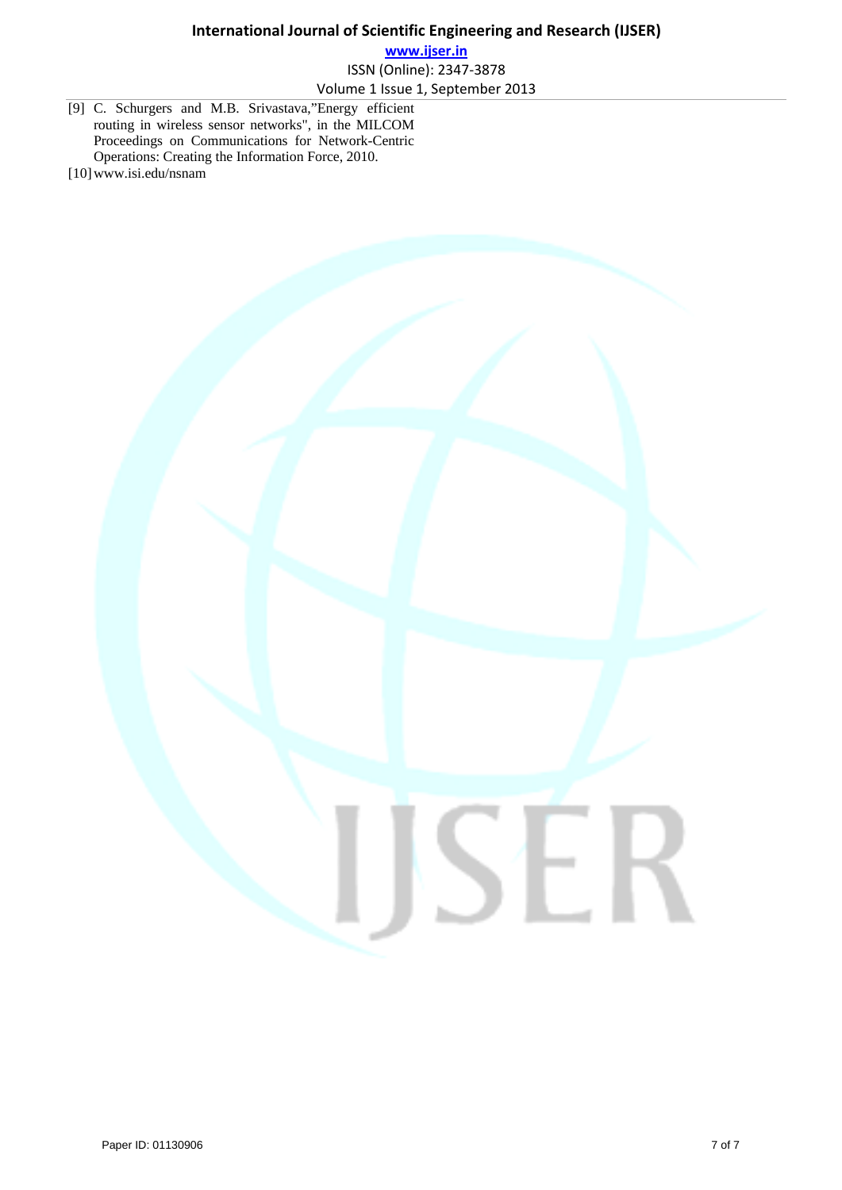[9] C. Schurgers and M.B. Srivastava,"Energy efficient routing in wireless sensor networks", in the MILCOM Proceedings on Communications for Network-Centric Operations: Creating the Information Force, 2010.

[10] www.isi.edu/nsnam